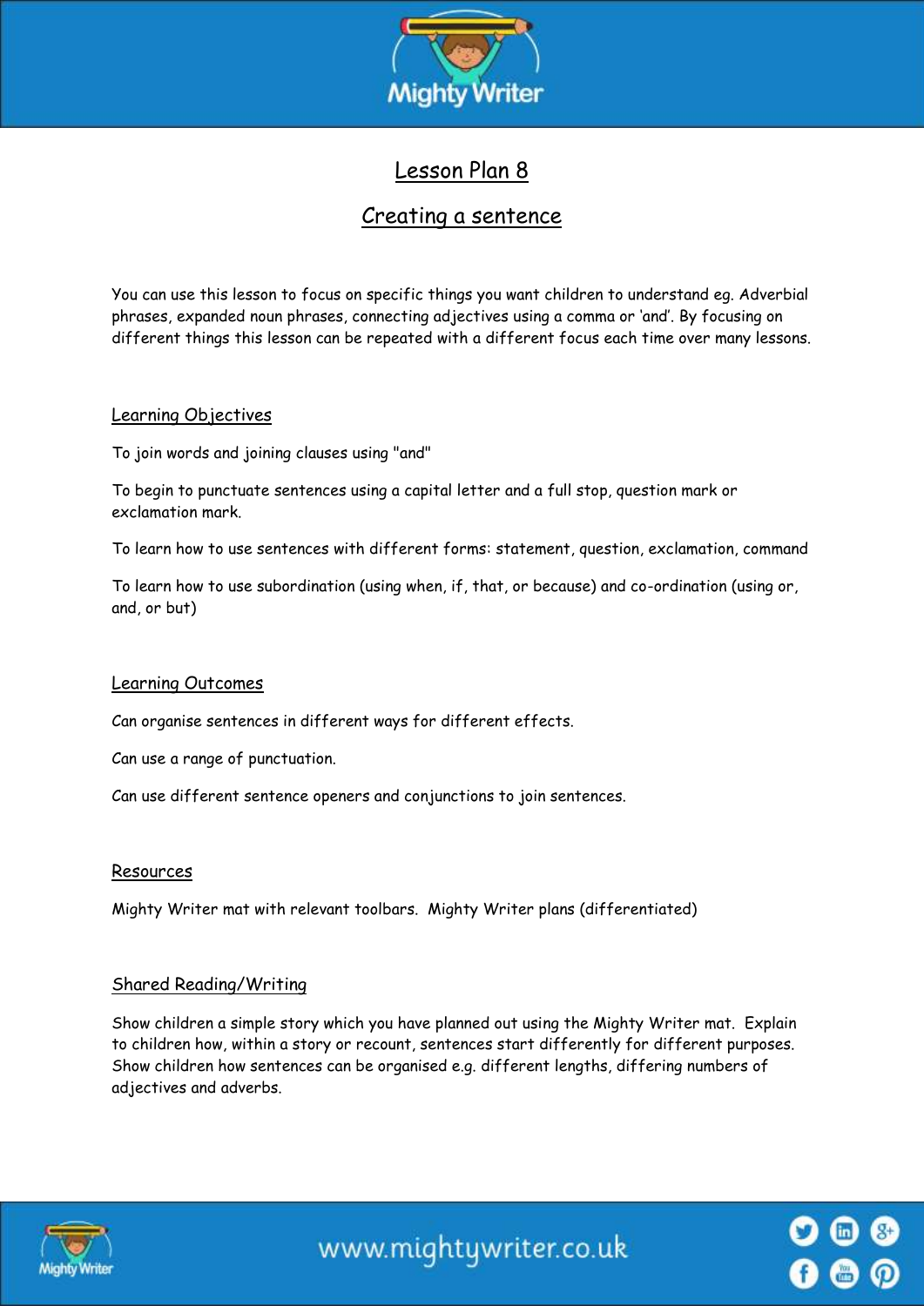# Lesson Plan 8

## Creating a sentence

You can use this lesson to focus on specific things you want children to understand eg. Adverbial phrases, expanded noun phrases, connecting adjectives using a comma or 'and'. By focusing on different things this lesson can be repeated with a different focus each time over many lessons.

### Learning Objectives

To join words and joining clauses using "and"

To begin to punctuate sentences using a capital letter and a full stop, question mark or exclamation mark.

To learn how to use sentences with different forms: statement, question, exclamation, command

To learn how to use subordination (using when, if, that, or because) and co-ordination (using or, and, or but)

### Learning Outcomes

Can organise sentences in different ways for different effects.

Can use a range of punctuation.

Can use different sentence openers and conjunctions to join sentences.

### Resources

Mighty Writer mat with relevant toolbars. Mighty Writer plans (differentiated)

### Shared Reading/Writing

Show children a simple story which you have planned out using the Mighty Writer mat. Explain to children how, within a story or recount, sentences start differently for different purposes. Show children how sentences can be organised e.g. different lengths, differing numbers of adjectives and adverbs.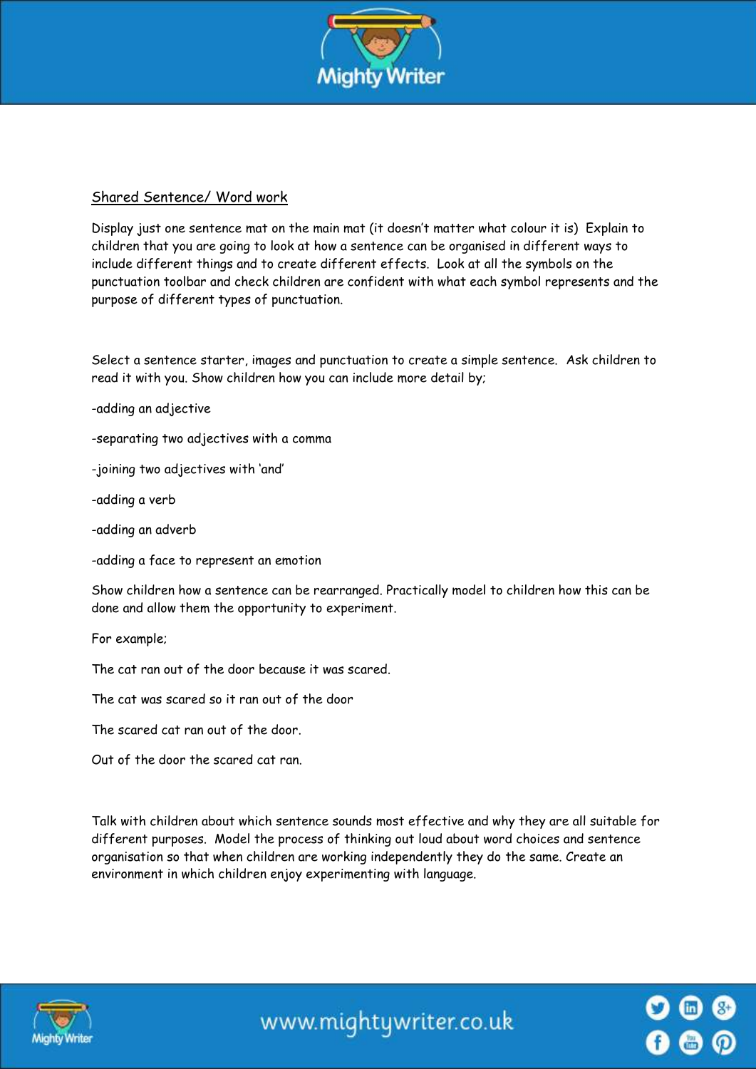## Shared Sentence/ Word work

Display just one sentence mat on the main mat (it doesn't matter what colour it is) Explain to children that you are going to look at how a sentence can be organised in different ways to include different things and to create different effects. Look at all the symbols on the punctuation toolbar and check children are confident with what each symbol represents and the purpose of different types of punctuation.

Select a sentence starter, images and punctuation to create a simple sentence. Ask children to read it with you. Show children how you can include more detail by;

-adding an adjective

-separating two adjectives with a comma

-joining two adjectives with 'and'

-adding a verb

-adding an adverb

-adding a face to represent an emotion

Show children how a sentence can be rearranged. Practically model to children how this can be done and allow them the opportunity to experiment.

For example;

The cat ran out of the door because it was scared.

The cat was scared so it ran out of the door

The scared cat ran out of the door.

Out of the door the scared cat ran.

Talk with children about which sentence sounds most effective and why they are all suitable for different purposes. Model the process of thinking out loud about word choices and sentence organisation so that when children are working independently they do the same. Create an environment in which children enjoy experimenting with language.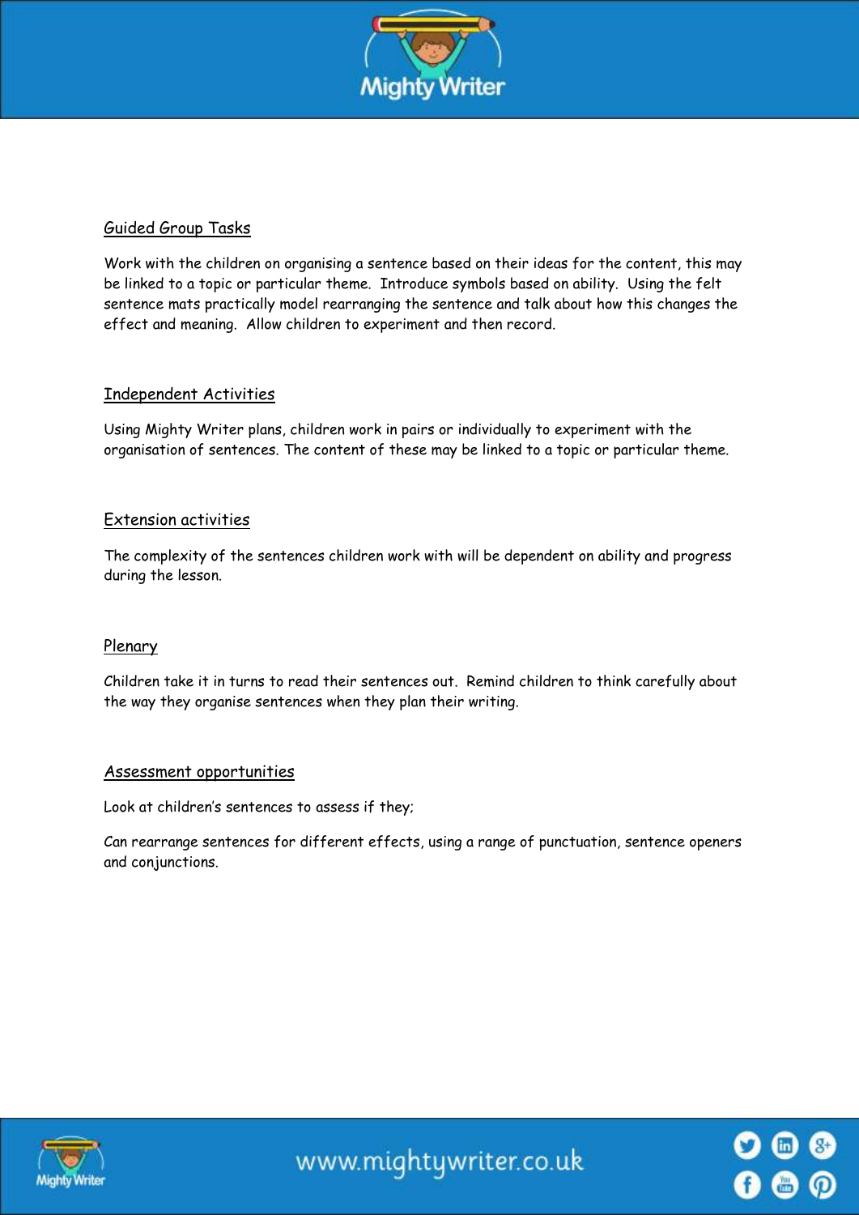## Guided Group Tasks

Work with the children on organising a sentence based on their ideas for the content, this may be linked to a topic or particular theme. Introduce symbols based on ability. Using the felt sentence mats practically model rearranging the sentence and talk about how this changes the effect and meaning. Allow children to experiment and then record.

## Independent Activities

Using Mighty Writer plans, children work in pairs or individually to experiment with the organisation of sentences. The content of these may be linked to a topic or particular theme.

## Extension activities

The complexity of the sentences children work with will be dependent on ability and progress during the lesson.

## Plenary

Children take it in turns to read their sentences out. Remind children to think carefully about the way they organise sentences when they plan their writing.

## Assessment opportunities

Look at children's sentences to assess if they;

Can rearrange sentences for different effects, using a range of punctuation, sentence openers and conjunctions.